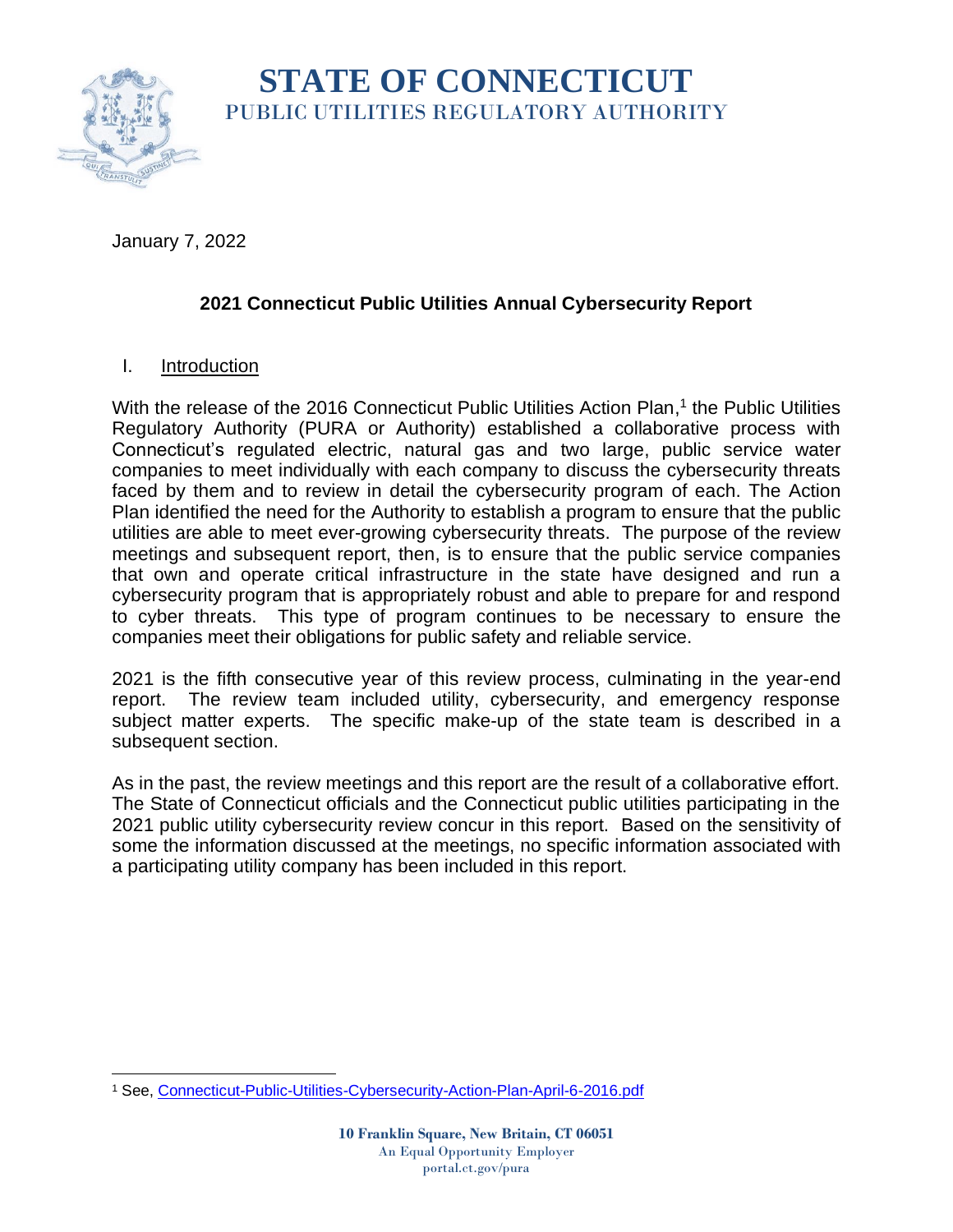# STATE OF CONNECTICUT

## PUBLIC UTILITIES REGULATORY AUTHORITY

January 7, 2022

**2021 Connecticut Public Utilities Annual Cybersecurity Report**

I. Introduction

With the release of the 2016 Connecticut Public Utilities Action Plan,[1] the Public Utilities Regulatory Authority (PURA or Authority) established a collaborative process with Connecticut's regulated electric, natural gas and two large, public service water companies to meet individually with each company to discuss the cybersecurity threats faced by them and to review in detail the cybersecurity program of each. The Action Plan identified the need for the Authority to establish a program to ensure that the public utilities are able to meet ever-growing cybersecurity threats. The purpose of the review meetings and subsequent report, then, is to ensure that the public service companies that own and operate critical infrastructure in the state have designed and run a cybersecurity program that is appropriately robust and able to prepare for and respond to cyber threats. This type of program continues to be necessary to ensure the companies meet their obligations for public safety and reliable service.

2021 is the fifth consecutive year of this review process, culminating in the year-end report. The review team included utility, cybersecurity, and emergency response subject matter experts. The specific make-up of the state team is described in a subsequent section.

As in the past, the review meetings and this report are the result of a collaborative effort. The State of Connecticut officials and the Connecticut public utilities participating in the 2021 public utility cybersecurity review concur in this report. Based on the sensitivity of some the information discussed at the meetings, no specific information associated with a participating utility company has been included in this report.

[1] See, Connecticut-Public-Utilities-Cybersecurity-Action-Plan-April-6-2016.pdf

10 Franklin Square, New Britain, CT 06051
An Equal Opportunity Employer
portal.ct.gov/pura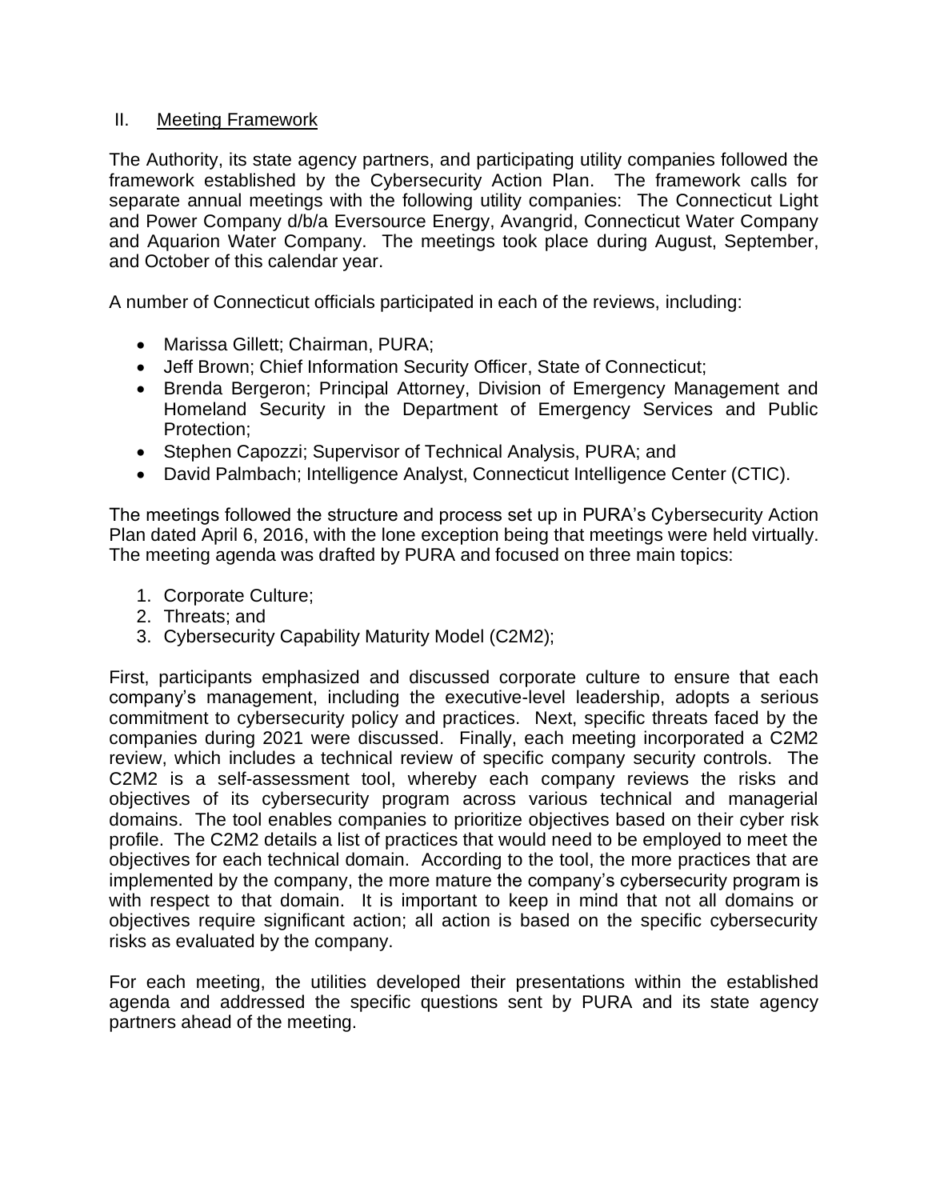## II. Meeting Framework

The Authority, its state agency partners, and participating utility companies followed the framework established by the Cybersecurity Action Plan. The framework calls for separate annual meetings with the following utility companies: The Connecticut Light and Power Company d/b/a Eversource Energy, Avangrid, Connecticut Water Company and Aquarion Water Company. The meetings took place during August, September, and October of this calendar year.

A number of Connecticut officials participated in each of the reviews, including:

- Marissa Gillett; Chairman, PURA;
- Jeff Brown; Chief Information Security Officer, State of Connecticut;
- Brenda Bergeron; Principal Attorney, Division of Emergency Management and Homeland Security in the Department of Emergency Services and Public Protection;
- Stephen Capozzi; Supervisor of Technical Analysis, PURA; and
- David Palmbach; Intelligence Analyst, Connecticut Intelligence Center (CTIC).

The meetings followed the structure and process set up in PURA's Cybersecurity Action Plan dated April 6, 2016, with the lone exception being that meetings were held virtually. The meeting agenda was drafted by PURA and focused on three main topics:

1. Corporate Culture;
2. Threats; and
3. Cybersecurity Capability Maturity Model (C2M2);

First, participants emphasized and discussed corporate culture to ensure that each company's management, including the executive-level leadership, adopts a serious commitment to cybersecurity policy and practices. Next, specific threats faced by the companies during 2021 were discussed. Finally, each meeting incorporated a C2M2 review, which includes a technical review of specific company security controls. The C2M2 is a self-assessment tool, whereby each company reviews the risks and objectives of its cybersecurity program across various technical and managerial domains. The tool enables companies to prioritize objectives based on their cyber risk profile. The C2M2 details a list of practices that would need to be employed to meet the objectives for each technical domain. According to the tool, the more practices that are implemented by the company, the more mature the company's cybersecurity program is with respect to that domain. It is important to keep in mind that not all domains or objectives require significant action; all action is based on the specific cybersecurity risks as evaluated by the company.

For each meeting, the utilities developed their presentations within the established agenda and addressed the specific questions sent by PURA and its state agency partners ahead of the meeting.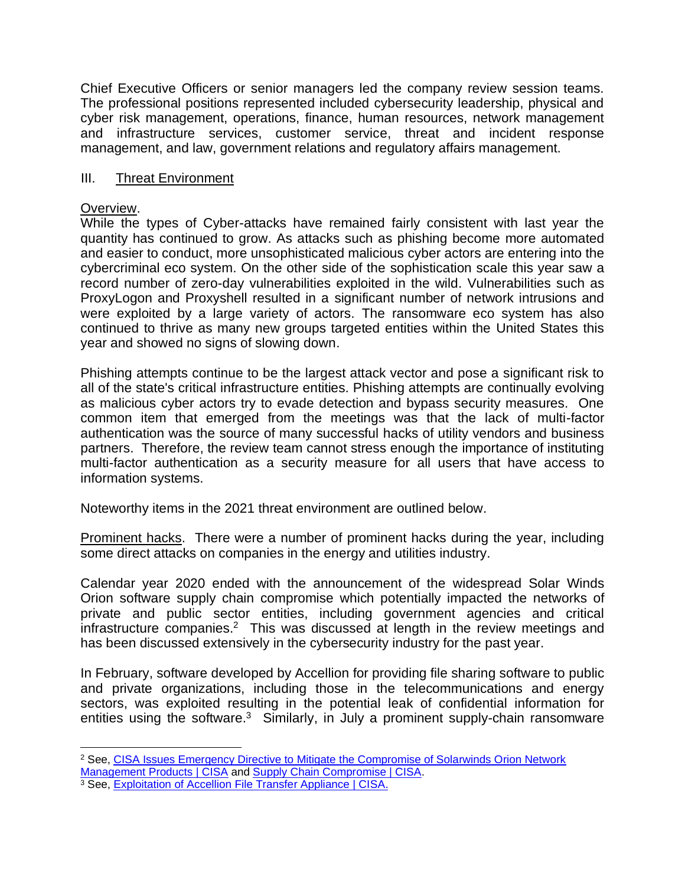Chief Executive Officers or senior managers led the company review session teams. The professional positions represented included cybersecurity leadership, physical and cyber risk management, operations, finance, human resources, network management and infrastructure services, customer service, threat and incident response management, and law, government relations and regulatory affairs management.

## III. Threat Environment

Overview.

While the types of Cyber-attacks have remained fairly consistent with last year the quantity has continued to grow. As attacks such as phishing become more automated and easier to conduct, more unsophisticated malicious cyber actors are entering into the cybercriminal eco system. On the other side of the sophistication scale this year saw a record number of zero-day vulnerabilities exploited in the wild. Vulnerabilities such as ProxyLogon and Proxyshell resulted in a significant number of network intrusions and were exploited by a large variety of actors. The ransomware eco system has also continued to thrive as many new groups targeted entities within the United States this year and showed no signs of slowing down.

Phishing attempts continue to be the largest attack vector and pose a significant risk to all of the state's critical infrastructure entities. Phishing attempts are continually evolving as malicious cyber actors try to evade detection and bypass security measures. One common item that emerged from the meetings was that the lack of multi-factor authentication was the source of many successful hacks of utility vendors and business partners. Therefore, the review team cannot stress enough the importance of instituting multi-factor authentication as a security measure for all users that have access to information systems.

Noteworthy items in the 2021 threat environment are outlined below.

Prominent hacks. There were a number of prominent hacks during the year, including some direct attacks on companies in the energy and utilities industry.

Calendar year 2020 ended with the announcement of the widespread Solar Winds Orion software supply chain compromise which potentially impacted the networks of private and public sector entities, including government agencies and critical infrastructure companies.[2] This was discussed at length in the review meetings and has been discussed extensively in the cybersecurity industry for the past year.

In February, software developed by Accellion for providing file sharing software to public and private organizations, including those in the telecommunications and energy sectors, was exploited resulting in the potential leak of confidential information for entities using the software.[3] Similarly, in July a prominent supply-chain ransomware

---

[2] See, CISA Issues Emergency Directive to Mitigate the Compromise of Solarwinds Orion Network Management Products | CISA and Supply Chain Compromise | CISA.

[3] See, Exploitation of Accellion File Transfer Appliance | CISA.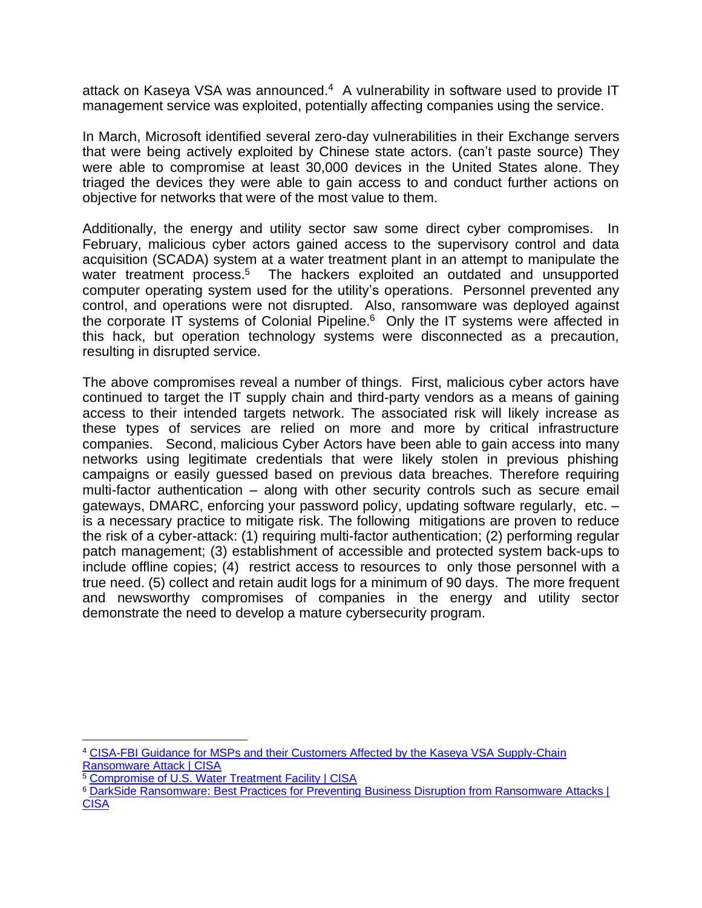attack on Kaseya VSA was announced.[4] A vulnerability in software used to provide IT management service was exploited, potentially affecting companies using the service.

In March, Microsoft identified several zero-day vulnerabilities in their Exchange servers that were being actively exploited by Chinese state actors. (can't paste source) They were able to compromise at least 30,000 devices in the United States alone. They triaged the devices they were able to gain access to and conduct further actions on objective for networks that were of the most value to them.

Additionally, the energy and utility sector saw some direct cyber compromises. In February, malicious cyber actors gained access to the supervisory control and data acquisition (SCADA) system at a water treatment plant in an attempt to manipulate the water treatment process.[5] The hackers exploited an outdated and unsupported computer operating system used for the utility's operations. Personnel prevented any control, and operations were not disrupted. Also, ransomware was deployed against the corporate IT systems of Colonial Pipeline.[6] Only the IT systems were affected in this hack, but operation technology systems were disconnected as a precaution, resulting in disrupted service.

The above compromises reveal a number of things. First, malicious cyber actors have continued to target the IT supply chain and third-party vendors as a means of gaining access to their intended targets network. The associated risk will likely increase as these types of services are relied on more and more by critical infrastructure companies. Second, malicious Cyber Actors have been able to gain access into many networks using legitimate credentials that were likely stolen in previous phishing campaigns or easily guessed based on previous data breaches. Therefore requiring multi-factor authentication – along with other security controls such as secure email gateways, DMARC, enforcing your password policy, updating software regularly, etc. – is a necessary practice to mitigate risk. The following mitigations are proven to reduce the risk of a cyber-attack: (1) requiring multi-factor authentication; (2) performing regular patch management; (3) establishment of accessible and protected system back-ups to include offline copies; (4) restrict access to resources to only those personnel with a true need. (5) collect and retain audit logs for a minimum of 90 days. The more frequent and newsworthy compromises of companies in the energy and utility sector demonstrate the need to develop a mature cybersecurity program.

---

[4] CISA-FBI Guidance for MSPs and their Customers Affected by the Kaseya VSA Supply-Chain Ransomware Attack | CISA

[5] Compromise of U.S. Water Treatment Facility | CISA

[6] DarkSide Ransomware: Best Practices for Preventing Business Disruption from Ransomware Attacks | CISA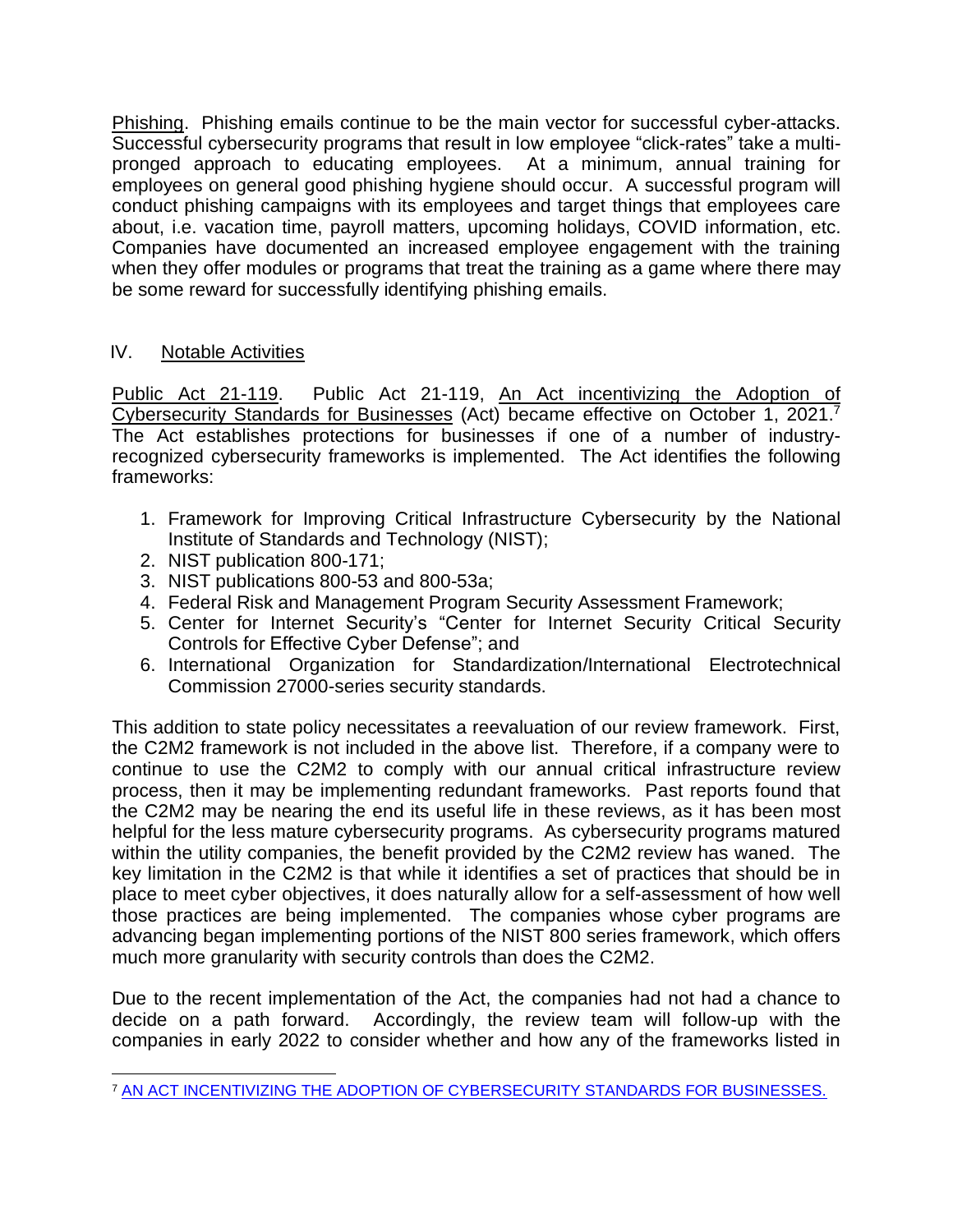Phishing. Phishing emails continue to be the main vector for successful cyber-attacks. Successful cybersecurity programs that result in low employee "click-rates" take a multi-pronged approach to educating employees. At a minimum, annual training for employees on general good phishing hygiene should occur. A successful program will conduct phishing campaigns with its employees and target things that employees care about, i.e. vacation time, payroll matters, upcoming holidays, COVID information, etc. Companies have documented an increased employee engagement with the training when they offer modules or programs that treat the training as a game where there may be some reward for successfully identifying phishing emails.

## IV. Notable Activities

Public Act 21-119. Public Act 21-119, An Act incentivizing the Adoption of Cybersecurity Standards for Businesses (Act) became effective on October 1, 2021.[7] The Act establishes protections for businesses if one of a number of industry-recognized cybersecurity frameworks is implemented. The Act identifies the following frameworks:

1. Framework for Improving Critical Infrastructure Cybersecurity by the National Institute of Standards and Technology (NIST);
2. NIST publication 800-171;
3. NIST publications 800-53 and 800-53a;
4. Federal Risk and Management Program Security Assessment Framework;
5. Center for Internet Security's "Center for Internet Security Critical Security Controls for Effective Cyber Defense"; and
6. International Organization for Standardization/International Electrotechnical Commission 27000-series security standards.

This addition to state policy necessitates a reevaluation of our review framework. First, the C2M2 framework is not included in the above list. Therefore, if a company were to continue to use the C2M2 to comply with our annual critical infrastructure review process, then it may be implementing redundant frameworks. Past reports found that the C2M2 may be nearing the end its useful life in these reviews, as it has been most helpful for the less mature cybersecurity programs. As cybersecurity programs matured within the utility companies, the benefit provided by the C2M2 review has waned. The key limitation in the C2M2 is that while it identifies a set of practices that should be in place to meet cyber objectives, it does naturally allow for a self-assessment of how well those practices are being implemented. The companies whose cyber programs are advancing began implementing portions of the NIST 800 series framework, which offers much more granularity with security controls than does the C2M2.

Due to the recent implementation of the Act, the companies had not had a chance to decide on a path forward. Accordingly, the review team will follow-up with the companies in early 2022 to consider whether and how any of the frameworks listed in

[7] AN ACT INCENTIVIZING THE ADOPTION OF CYBERSECURITY STANDARDS FOR BUSINESSES.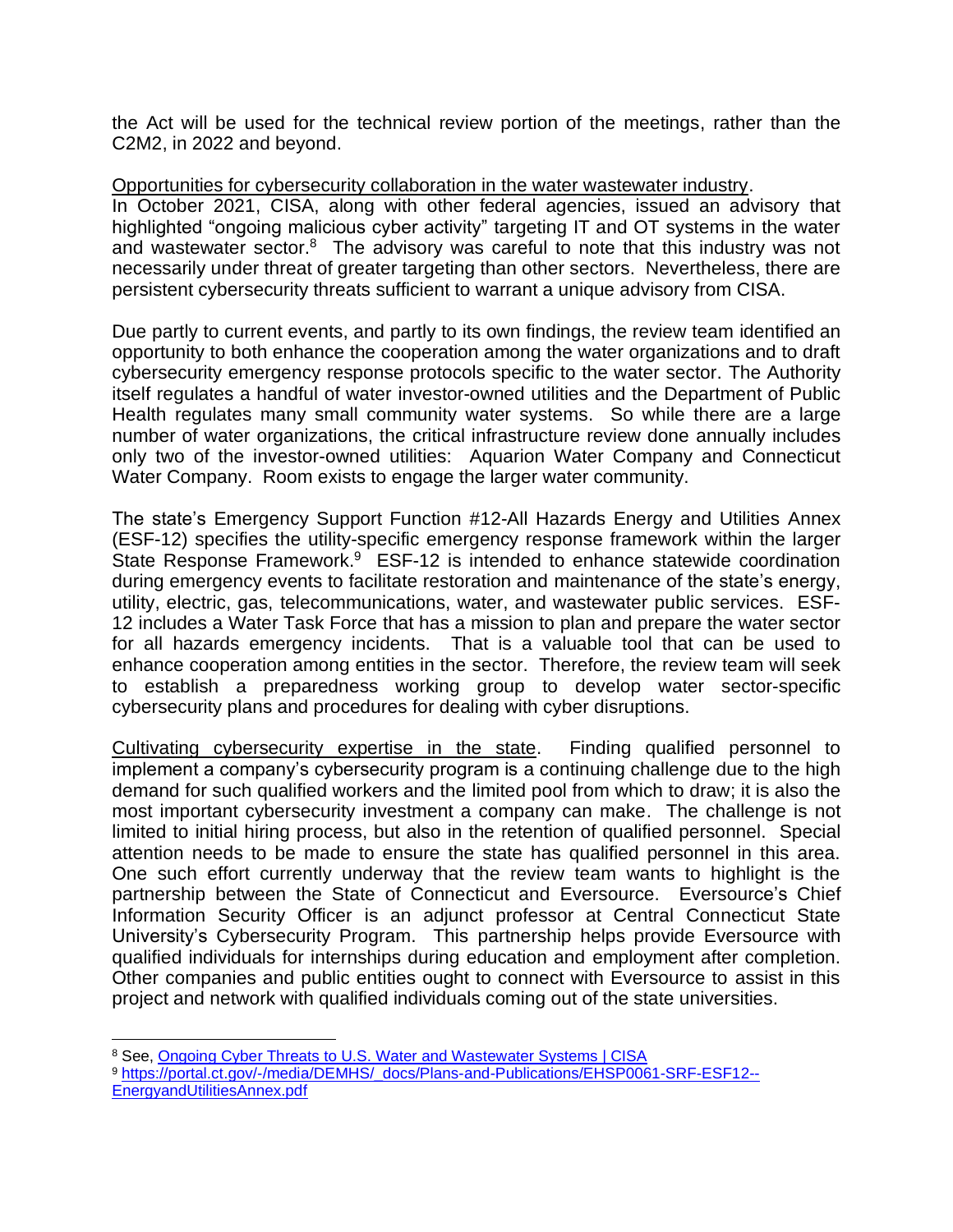the Act will be used for the technical review portion of the meetings, rather than the C2M2, in 2022 and beyond.

<u>Opportunities for cybersecurity collaboration in the water wastewater industry</u>.

In October 2021, CISA, along with other federal agencies, issued an advisory that highlighted "ongoing malicious cyber activity" targeting IT and OT systems in the water and wastewater sector.[8] The advisory was careful to note that this industry was not necessarily under threat of greater targeting than other sectors. Nevertheless, there are persistent cybersecurity threats sufficient to warrant a unique advisory from CISA.

Due partly to current events, and partly to its own findings, the review team identified an opportunity to both enhance the cooperation among the water organizations and to draft cybersecurity emergency response protocols specific to the water sector. The Authority itself regulates a handful of water investor-owned utilities and the Department of Public Health regulates many small community water systems. So while there are a large number of water organizations, the critical infrastructure review done annually includes only two of the investor-owned utilities: Aquarion Water Company and Connecticut Water Company. Room exists to engage the larger water community.

The state's Emergency Support Function #12-All Hazards Energy and Utilities Annex (ESF-12) specifies the utility-specific emergency response framework within the larger State Response Framework.[9] ESF-12 is intended to enhance statewide coordination during emergency events to facilitate restoration and maintenance of the state's energy, utility, electric, gas, telecommunications, water, and wastewater public services. ESF-12 includes a Water Task Force that has a mission to plan and prepare the water sector for all hazards emergency incidents. That is a valuable tool that can be used to enhance cooperation among entities in the sector. Therefore, the review team will seek to establish a preparedness working group to develop water sector-specific cybersecurity plans and procedures for dealing with cyber disruptions.

<u>Cultivating cybersecurity expertise in the state</u>. Finding qualified personnel to implement a company's cybersecurity program is a continuing challenge due to the high demand for such qualified workers and the limited pool from which to draw; it is also the most important cybersecurity investment a company can make. The challenge is not limited to initial hiring process, but also in the retention of qualified personnel. Special attention needs to be made to ensure the state has qualified personnel in this area. One such effort currently underway that the review team wants to highlight is the partnership between the State of Connecticut and Eversource. Eversource's Chief Information Security Officer is an adjunct professor at Central Connecticut State University's Cybersecurity Program. This partnership helps provide Eversource with qualified individuals for internships during education and employment after completion. Other companies and public entities ought to connect with Eversource to assist in this project and network with qualified individuals coming out of the state universities.

---

[8] See, [Ongoing Cyber Threats to U.S. Water and Wastewater Systems | CISA](https://www.cisa.gov)

[9] https://portal.ct.gov/-/media/DEMHS/_docs/Plans-and-Publications/EHSP0061-SRF-ESF12--EnergyandUtilitiesAnnex.pdf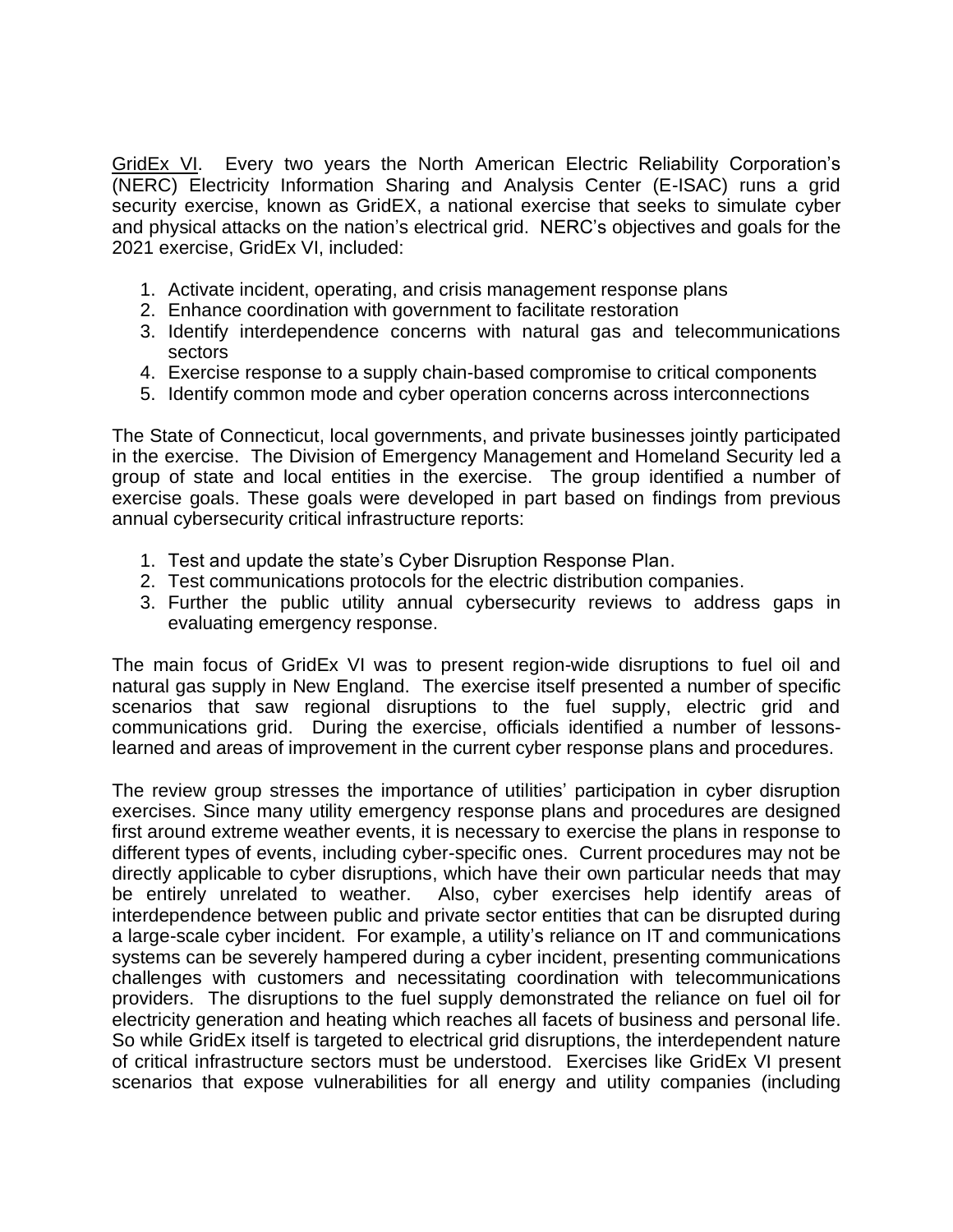GridEx VI. Every two years the North American Electric Reliability Corporation's (NERC) Electricity Information Sharing and Analysis Center (E-ISAC) runs a grid security exercise, known as GridEX, a national exercise that seeks to simulate cyber and physical attacks on the nation's electrical grid. NERC's objectives and goals for the 2021 exercise, GridEx VI, included:

1. Activate incident, operating, and crisis management response plans
2. Enhance coordination with government to facilitate restoration
3. Identify interdependence concerns with natural gas and telecommunications sectors
4. Exercise response to a supply chain-based compromise to critical components
5. Identify common mode and cyber operation concerns across interconnections

The State of Connecticut, local governments, and private businesses jointly participated in the exercise. The Division of Emergency Management and Homeland Security led a group of state and local entities in the exercise. The group identified a number of exercise goals. These goals were developed in part based on findings from previous annual cybersecurity critical infrastructure reports:

1. Test and update the state's Cyber Disruption Response Plan.
2. Test communications protocols for the electric distribution companies.
3. Further the public utility annual cybersecurity reviews to address gaps in evaluating emergency response.

The main focus of GridEx VI was to present region-wide disruptions to fuel oil and natural gas supply in New England. The exercise itself presented a number of specific scenarios that saw regional disruptions to the fuel supply, electric grid and communications grid. During the exercise, officials identified a number of lessons-learned and areas of improvement in the current cyber response plans and procedures.

The review group stresses the importance of utilities' participation in cyber disruption exercises. Since many utility emergency response plans and procedures are designed first around extreme weather events, it is necessary to exercise the plans in response to different types of events, including cyber-specific ones. Current procedures may not be directly applicable to cyber disruptions, which have their own particular needs that may be entirely unrelated to weather. Also, cyber exercises help identify areas of interdependence between public and private sector entities that can be disrupted during a large-scale cyber incident. For example, a utility's reliance on IT and communications systems can be severely hampered during a cyber incident, presenting communications challenges with customers and necessitating coordination with telecommunications providers. The disruptions to the fuel supply demonstrated the reliance on fuel oil for electricity generation and heating which reaches all facets of business and personal life. So while GridEx itself is targeted to electrical grid disruptions, the interdependent nature of critical infrastructure sectors must be understood. Exercises like GridEx VI present scenarios that expose vulnerabilities for all energy and utility companies (including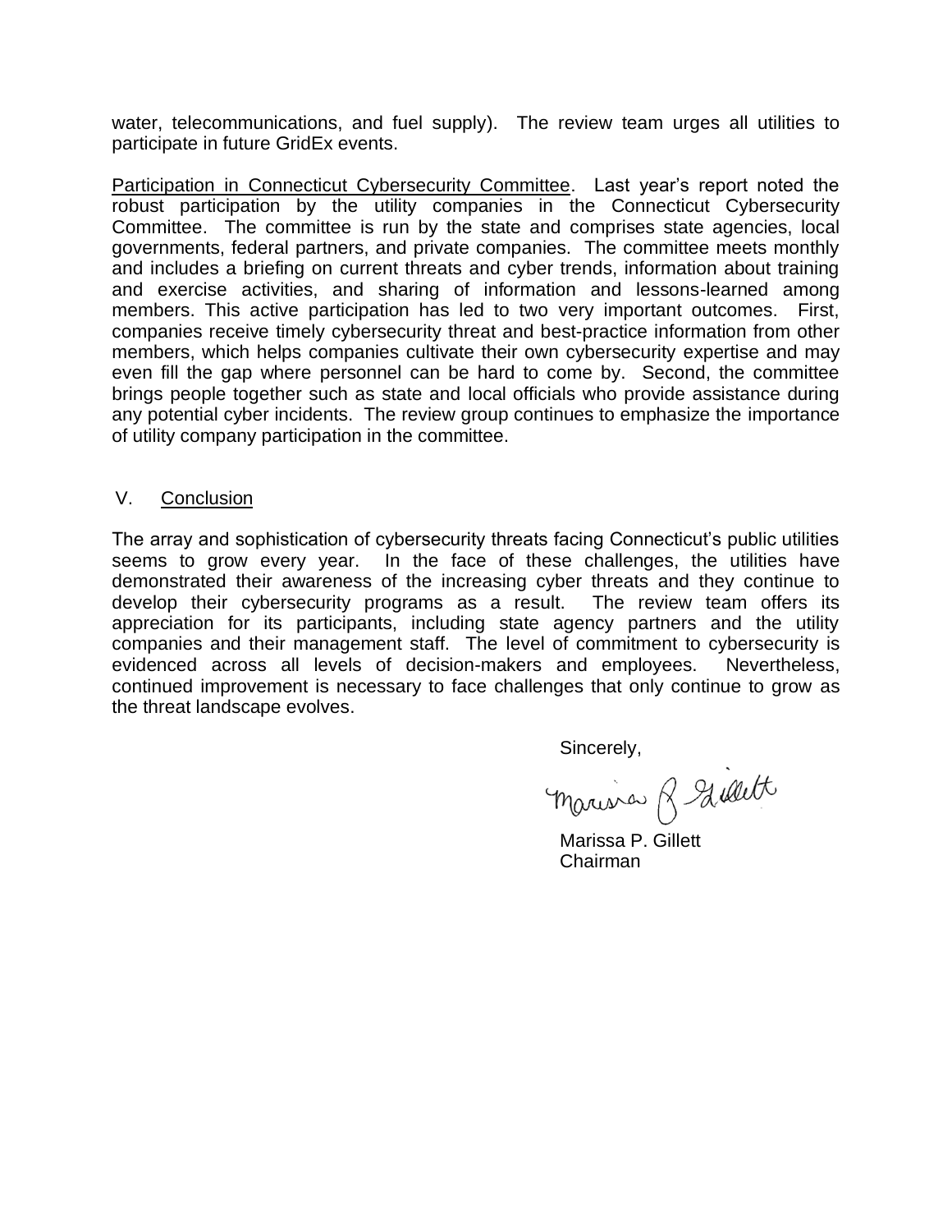water, telecommunications, and fuel supply). The review team urges all utilities to participate in future GridEx events.

Participation in Connecticut Cybersecurity Committee. Last year's report noted the robust participation by the utility companies in the Connecticut Cybersecurity Committee. The committee is run by the state and comprises state agencies, local governments, federal partners, and private companies. The committee meets monthly and includes a briefing on current threats and cyber trends, information about training and exercise activities, and sharing of information and lessons-learned among members. This active participation has led to two very important outcomes. First, companies receive timely cybersecurity threat and best-practice information from other members, which helps companies cultivate their own cybersecurity expertise and may even fill the gap where personnel can be hard to come by. Second, the committee brings people together such as state and local officials who provide assistance during any potential cyber incidents. The review group continues to emphasize the importance of utility company participation in the committee.

## V. Conclusion

The array and sophistication of cybersecurity threats facing Connecticut's public utilities seems to grow every year. In the face of these challenges, the utilities have demonstrated their awareness of the increasing cyber threats and they continue to develop their cybersecurity programs as a result. The review team offers its appreciation for its participants, including state agency partners and the utility companies and their management staff. The level of commitment to cybersecurity is evidenced across all levels of decision-makers and employees. Nevertheless, continued improvement is necessary to face challenges that only continue to grow as the threat landscape evolves.

Sincerely,

Marissa P. Gillett
Chairman